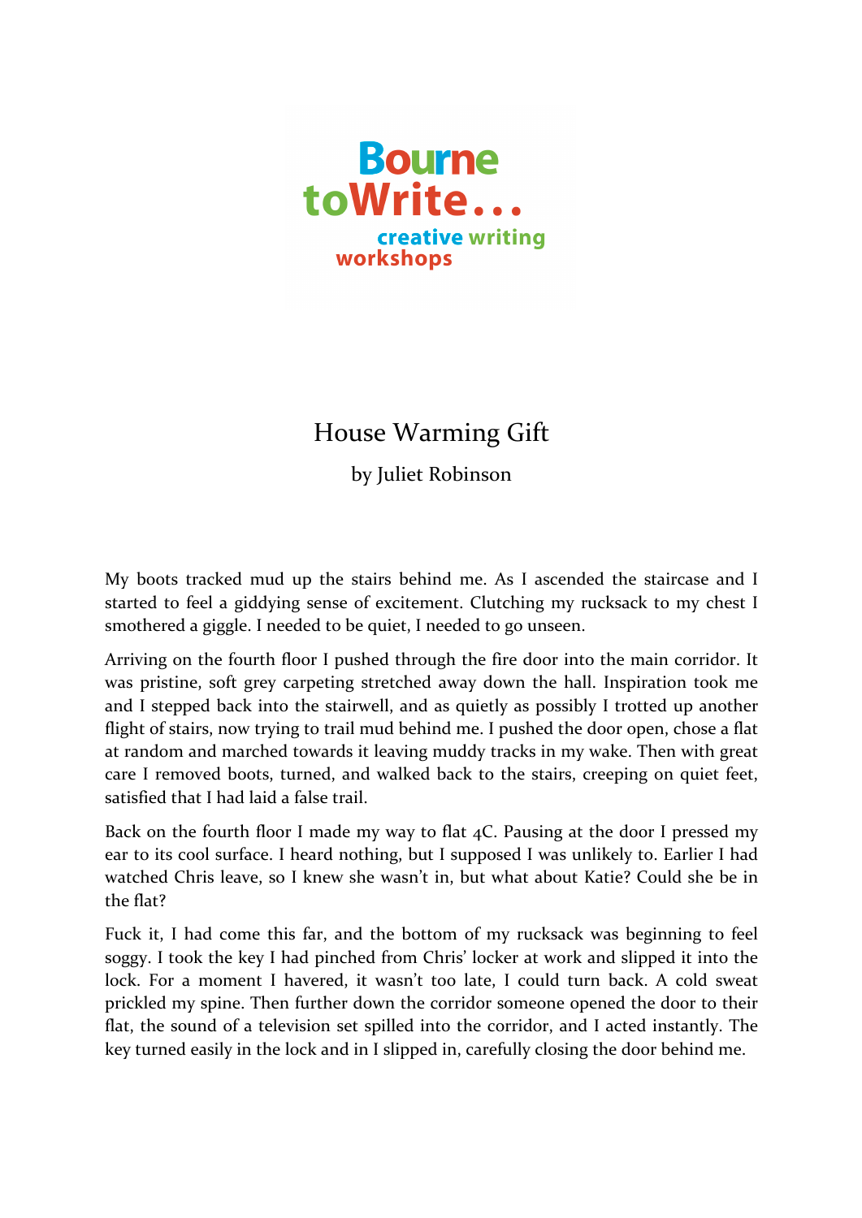Bourne toWrite... creative writing workshops

# House Warming Gift

by Juliet Robinson

My boots tracked mud up the stairs behind me. As I ascended the staircase and I started to feel a giddying sense of excitement. Clutching my rucksack to my chest I smothered a giggle. I needed to be quiet, I needed to go unseen.

Arriving on the fourth floor I pushed through the fire door into the main corridor. It was pristine, soft grey carpeting stretched away down the hall. Inspiration took me and I stepped back into the stairwell, and as quietly as possibly I trotted up another flight of stairs, now trying to trail mud behind me. I pushed the door open, chose a flat at random and marched towards it leaving muddy tracks in my wake. Then with great care I removed boots, turned, and walked back to the stairs, creeping on quiet feet, satisfied that I had laid a false trail.

Back on the fourth floor I made my way to flat 4C. Pausing at the door I pressed my ear to its cool surface. I heard nothing, but I supposed I was unlikely to. Earlier I had watched Chris leave, so I knew she wasn't in, but what about Katie? Could she be in the flat?

Fuck it, I had come this far, and the bottom of my rucksack was beginning to feel soggy. I took the key I had pinched from Chris' locker at work and slipped it into the lock. For a moment I havered, it wasn't too late, I could turn back. A cold sweat prickled my spine. Then further down the corridor someone opened the door to their flat, the sound of a television set spilled into the corridor, and I acted instantly. The key turned easily in the lock and in I slipped in, carefully closing the door behind me.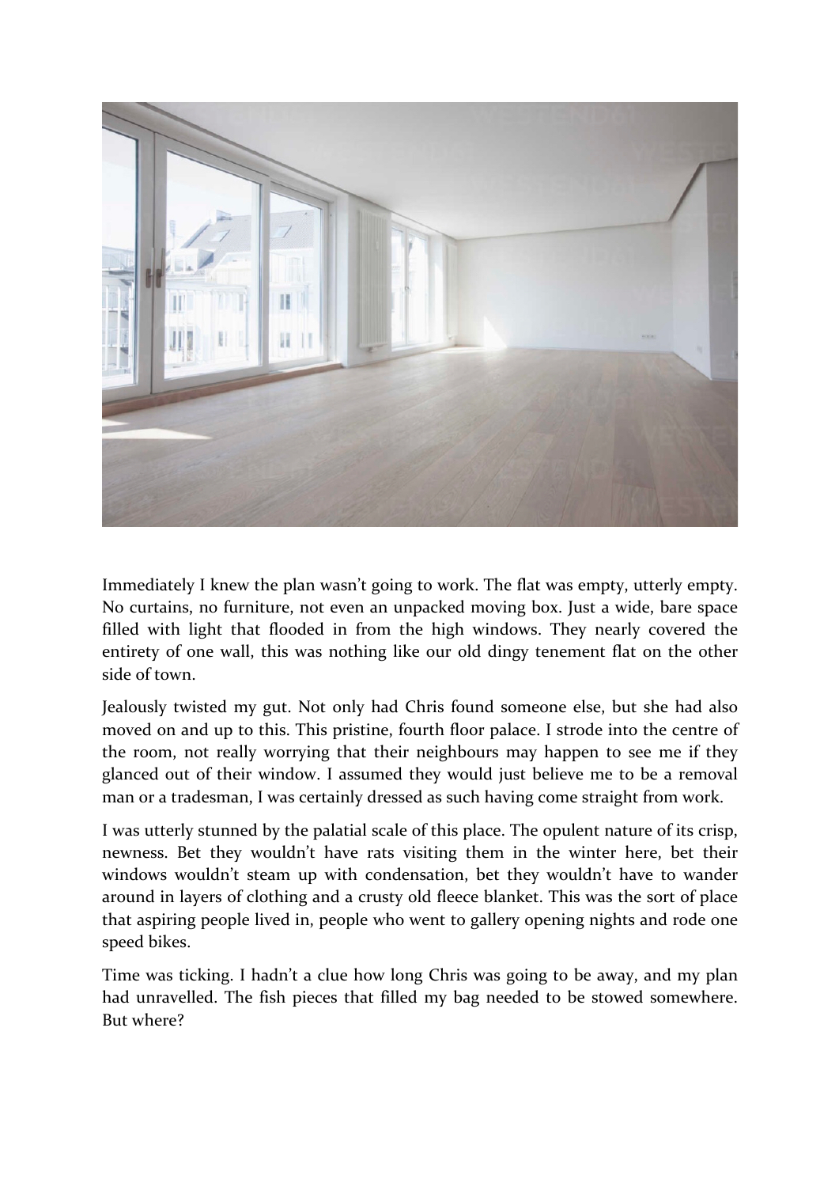Immediately I knew the plan wasn't going to work. The flat was empty, utterly empty. No curtains, no furniture, not even an unpacked moving box. Just a wide, bare space filled with light that flooded in from the high windows. They nearly covered the entirety of one wall, this was nothing like our old dingy tenement flat on the other side of town.

Jealously twisted my gut. Not only had Chris found someone else, but she had also moved on and up to this. This pristine, fourth floor palace. I strode into the centre of the room, not really worrying that their neighbours may happen to see me if they glanced out of their window. I assumed they would just believe me to be a removal man or a tradesman, I was certainly dressed as such having come straight from work.

I was utterly stunned by the palatial scale of this place. The opulent nature of its crisp, newness. Bet they wouldn't have rats visiting them in the winter here, bet their windows wouldn't steam up with condensation, bet they wouldn't have to wander around in layers of clothing and a crusty old fleece blanket. This was the sort of place that aspiring people lived in, people who went to gallery opening nights and rode one speed bikes.

Time was ticking. I hadn't a clue how long Chris was going to be away, and my plan had unravelled. The fish pieces that filled my bag needed to be stowed somewhere. But where?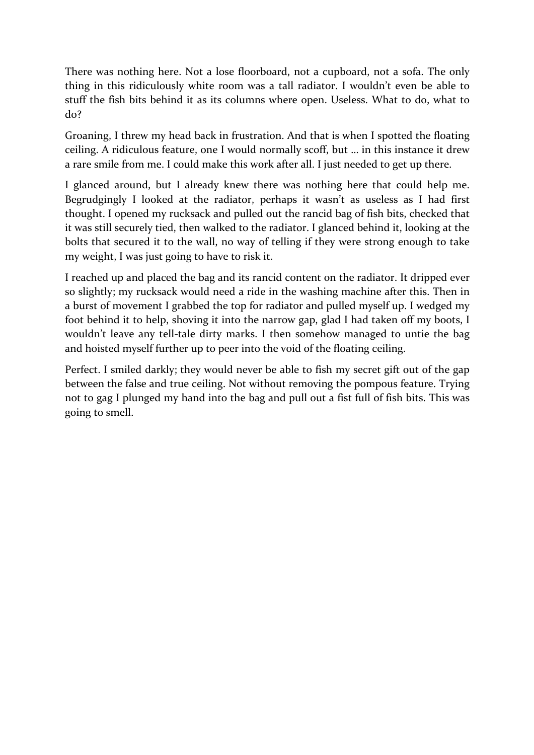There was nothing here. Not a lose floorboard, not a cupboard, not a sofa. The only thing in this ridiculously white room was a tall radiator. I wouldn't even be able to stuff the fish bits behind it as its columns where open. Useless. What to do, what to do?

Groaning, I threw my head back in frustration. And that is when I spotted the floating ceiling. A ridiculous feature, one I would normally scoff, but … in this instance it drew a rare smile from me. I could make this work after all. I just needed to get up there.

I glanced around, but I already knew there was nothing here that could help me. Begrudgingly I looked at the radiator, perhaps it wasn't as useless as I had first thought. I opened my rucksack and pulled out the rancid bag of fish bits, checked that it was still securely tied, then walked to the radiator. I glanced behind it, looking at the bolts that secured it to the wall, no way of telling if they were strong enough to take my weight, I was just going to have to risk it.

I reached up and placed the bag and its rancid content on the radiator. It dripped ever so slightly; my rucksack would need a ride in the washing machine after this. Then in a burst of movement I grabbed the top for radiator and pulled myself up. I wedged my foot behind it to help, shoving it into the narrow gap, glad I had taken off my boots, I wouldn't leave any tell-tale dirty marks. I then somehow managed to untie the bag and hoisted myself further up to peer into the void of the floating ceiling.

Perfect. I smiled darkly; they would never be able to fish my secret gift out of the gap between the false and true ceiling. Not without removing the pompous feature. Trying not to gag I plunged my hand into the bag and pull out a fist full of fish bits. This was going to smell.